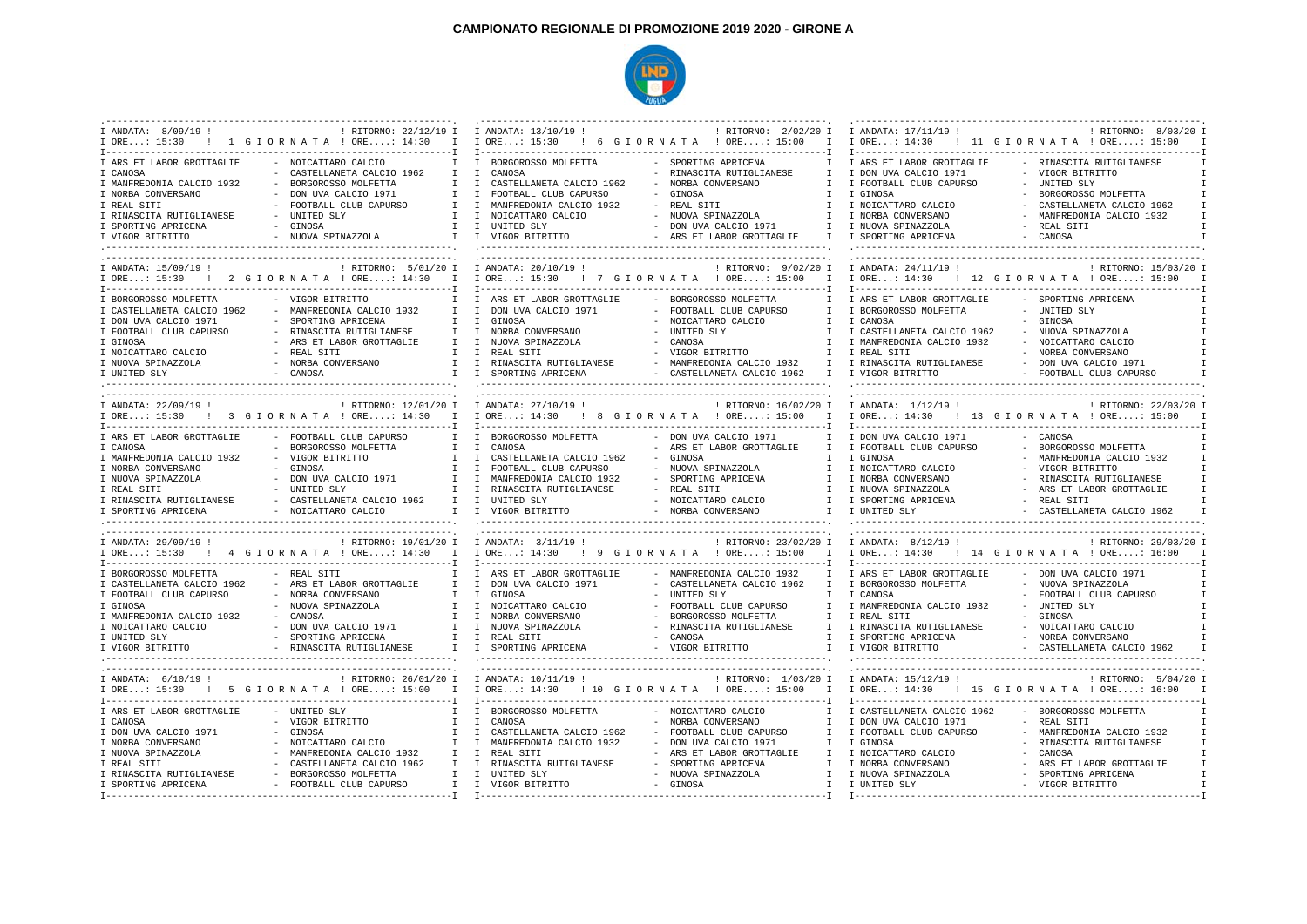# CAMPIONATO REGIONALE DI PROMOZIONE 2019 2020 - GIRONE A

### 1 GIORNATA
ANDATA: 8/09/19 – ORE...: 15:30 | RITORNO: 22/12/19 – ORE...: 14:30

| Casa | Ospite |
|---|---|
| ARS ET LABOR GROTTAGLIE | NOICATTARO CALCIO |
| CANOSA | CASTELLANETA CALCIO 1962 |
| MANFREDONIA CALCIO 1932 | BORGOROSSO MOLFETTA |
| NORBA CONVERSANO | DON UVA CALCIO 1971 |
| REAL SITI | FOOTBALL CLUB CAPURSO |
| RINASCITA RUTIGLIANESE | UNITED SLY |
| SPORTING APRICENA | GINOSA |
| VIGOR BITRITTO | NUOVA SPINAZZOLA |

### 2 GIORNATA
ANDATA: 15/09/19 – ORE...: 15:30 | RITORNO: 5/01/20 – ORE...: 14:30

| Casa | Ospite |
|---|---|
| BORGOROSSO MOLFETTA | VIGOR BITRITTO |
| CASTELLANETA CALCIO 1962 | MANFREDONIA CALCIO 1932 |
| DON UVA CALCIO 1971 | SPORTING APRICENA |
| FOOTBALL CLUB CAPURSO | RINASCITA RUTIGLIANESE |
| GINOSA | ARS ET LABOR GROTTAGLIE |
| NOICATTARO CALCIO | REAL SITI |
| NUOVA SPINAZZOLA | NORBA CONVERSANO |
| UNITED SLY | CANOSA |

### 3 GIORNATA
ANDATA: 22/09/19 – ORE...: 15:30 | RITORNO: 12/01/20 – ORE...: 14:30

| Casa | Ospite |
|---|---|
| ARS ET LABOR GROTTAGLIE | FOOTBALL CLUB CAPURSO |
| CANOSA | BORGOROSSO MOLFETTA |
| MANFREDONIA CALCIO 1932 | VIGOR BITRITTO |
| NORBA CONVERSANO | GINOSA |
| NUOVA SPINAZZOLA | DON UVA CALCIO 1971 |
| REAL SITI | UNITED SLY |
| RINASCITA RUTIGLIANESE | CASTELLANETA CALCIO 1962 |
| SPORTING APRICENA | NOICATTARO CALCIO |

### 4 GIORNATA
ANDATA: 29/09/19 – ORE...: 15:30 | RITORNO: 19/01/20 – ORE...: 14:30

| Casa | Ospite |
|---|---|
| BORGOROSSO MOLFETTA | REAL SITI |
| CASTELLANETA CALCIO 1962 | ARS ET LABOR GROTTAGLIE |
| FOOTBALL CLUB CAPURSO | NORBA CONVERSANO |
| GINOSA | NUOVA SPINAZZOLA |
| MANFREDONIA CALCIO 1932 | CANOSA |
| NOICATTARO CALCIO | DON UVA CALCIO 1971 |
| UNITED SLY | SPORTING APRICENA |
| VIGOR BITRITTO | RINASCITA RUTIGLIANESE |

### 5 GIORNATA
ANDATA: 6/10/19 – ORE...: 15:30 | RITORNO: 26/01/20 – ORE...: 15:00

| Casa | Ospite |
|---|---|
| ARS ET LABOR GROTTAGLIE | UNITED SLY |
| CANOSA | VIGOR BITRITTO |
| DON UVA CALCIO 1971 | GINOSA |
| NORBA CONVERSANO | NOICATTARO CALCIO |
| NUOVA SPINAZZOLA | MANFREDONIA CALCIO 1932 |
| REAL SITI | CASTELLANETA CALCIO 1962 |
| RINASCITA RUTIGLIANESE | BORGOROSSO MOLFETTA |
| SPORTING APRICENA | FOOTBALL CLUB CAPURSO |

### 6 GIORNATA
ANDATA: 13/10/19 – ORE...: 15:30 | RITORNO: 2/02/20 – ORE...: 15:00

| Casa | Ospite |
|---|---|
| BORGOROSSO MOLFETTA | SPORTING APRICENA |
| CANOSA | RINASCITA RUTIGLIANESE |
| CASTELLANETA CALCIO 1962 | NORBA CONVERSANO |
| FOOTBALL CLUB CAPURSO | GINOSA |
| MANFREDONIA CALCIO 1932 | REAL SITI |
| NOICATTARO CALCIO | NUOVA SPINAZZOLA |
| UNITED SLY | DON UVA CALCIO 1971 |
| VIGOR BITRITTO | ARS ET LABOR GROTTAGLIE |

### 7 GIORNATA
ANDATA: 20/10/19 – ORE...: 15:30 | RITORNO: 9/02/20 – ORE...: 15:00

| Casa | Ospite |
|---|---|
| ARS ET LABOR GROTTAGLIE | BORGOROSSO MOLFETTA |
| DON UVA CALCIO 1971 | FOOTBALL CLUB CAPURSO |
| GINOSA | NOICATTARO CALCIO |
| NORBA CONVERSANO | UNITED SLY |
| NUOVA SPINAZZOLA | CANOSA |
| REAL SITI | VIGOR BITRITTO |
| RINASCITA RUTIGLIANESE | MANFREDONIA CALCIO 1932 |
| SPORTING APRICENA | CASTELLANETA CALCIO 1962 |

### 8 GIORNATA
ANDATA: 27/10/19 – ORE...: 14:30 | RITORNO: 16/02/20 – ORE...: 15:00

| Casa | Ospite |
|---|---|
| BORGOROSSO MOLFETTA | DON UVA CALCIO 1971 |
| CANOSA | ARS ET LABOR GROTTAGLIE |
| CASTELLANETA CALCIO 1962 | GINOSA |
| FOOTBALL CLUB CAPURSO | NUOVA SPINAZZOLA |
| MANFREDONIA CALCIO 1932 | SPORTING APRICENA |
| RINASCITA RUTIGLIANESE | REAL SITI |
| UNITED SLY | NOICATTARO CALCIO |
| VIGOR BITRITTO | NORBA CONVERSANO |

### 9 GIORNATA
ANDATA: 3/11/19 – ORE...: 14:30 | RITORNO: 23/02/20 – ORE...: 15:00

| Casa | Ospite |
|---|---|
| ARS ET LABOR GROTTAGLIE | MANFREDONIA CALCIO 1932 |
| DON UVA CALCIO 1971 | CASTELLANETA CALCIO 1962 |
| GINOSA | UNITED SLY |
| NOICATTARO CALCIO | FOOTBALL CLUB CAPURSO |
| NORBA CONVERSANO | BORGOROSSO MOLFETTA |
| NUOVA SPINAZZOLA | RINASCITA RUTIGLIANESE |
| REAL SITI | CANOSA |
| SPORTING APRICENA | VIGOR BITRITTO |

### 10 GIORNATA
ANDATA: 10/11/19 – ORE...: 14:30 | RITORNO: 1/03/20 – ORE...: 15:00

| Casa | Ospite |
|---|---|
| BORGOROSSO MOLFETTA | NOICATTARO CALCIO |
| CANOSA | NORBA CONVERSANO |
| CASTELLANETA CALCIO 1962 | FOOTBALL CLUB CAPURSO |
| MANFREDONIA CALCIO 1932 | DON UVA CALCIO 1971 |
| REAL SITI | ARS ET LABOR GROTTAGLIE |
| RINASCITA RUTIGLIANESE | SPORTING APRICENA |
| UNITED SLY | NUOVA SPINAZZOLA |
| VIGOR BITRITTO | GINOSA |

### 11 GIORNATA
ANDATA: 17/11/19 – ORE...: 14:30 | RITORNO: 8/03/20 – ORE...: 15:00

| Casa | Ospite |
|---|---|
| ARS ET LABOR GROTTAGLIE | RINASCITA RUTIGLIANESE |
| DON UVA CALCIO 1971 | VIGOR BITRITTO |
| FOOTBALL CLUB CAPURSO | UNITED SLY |
| GINOSA | BORGOROSSO MOLFETTA |
| NOICATTARO CALCIO | CASTELLANETA CALCIO 1962 |
| NORBA CONVERSANO | MANFREDONIA CALCIO 1932 |
| NUOVA SPINAZZOLA | REAL SITI |
| SPORTING APRICENA | CANOSA |

### 12 GIORNATA
ANDATA: 24/11/19 – ORE...: 14:30 | RITORNO: 15/03/20 – ORE...: 15:00

| Casa | Ospite |
|---|---|
| ARS ET LABOR GROTTAGLIE | SPORTING APRICENA |
| BORGOROSSO MOLFETTA | UNITED SLY |
| CANOSA | GINOSA |
| CASTELLANETA CALCIO 1962 | NUOVA SPINAZZOLA |
| MANFREDONIA CALCIO 1932 | NOICATTARO CALCIO |
| REAL SITI | NORBA CONVERSANO |
| RINASCITA RUTIGLIANESE | DON UVA CALCIO 1971 |
| VIGOR BITRITTO | FOOTBALL CLUB CAPURSO |

### 13 GIORNATA
ANDATA: 1/12/19 – ORE...: 14:30 | RITORNO: 22/03/20 – ORE...: 15:00

| Casa | Ospite |
|---|---|
| DON UVA CALCIO 1971 | CANOSA |
| FOOTBALL CLUB CAPURSO | BORGOROSSO MOLFETTA |
| GINOSA | MANFREDONIA CALCIO 1932 |
| NOICATTARO CALCIO | VIGOR BITRITTO |
| NORBA CONVERSANO | RINASCITA RUTIGLIANESE |
| NUOVA SPINAZZOLA | ARS ET LABOR GROTTAGLIE |
| SPORTING APRICENA | REAL SITI |
| UNITED SLY | CASTELLANETA CALCIO 1962 |

### 14 GIORNATA
ANDATA: 8/12/19 – ORE...: 14:30 | RITORNO: 29/03/20 – ORE...: 16:00

| Casa | Ospite |
|---|---|
| ARS ET LABOR GROTTAGLIE | DON UVA CALCIO 1971 |
| BORGOROSSO MOLFETTA | NUOVA SPINAZZOLA |
| CANOSA | FOOTBALL CLUB CAPURSO |
| MANFREDONIA CALCIO 1932 | UNITED SLY |
| REAL SITI | GINOSA |
| RINASCITA RUTIGLIANESE | NOICATTARO CALCIO |
| SPORTING APRICENA | NORBA CONVERSANO |
| VIGOR BITRITTO | CASTELLANETA CALCIO 1962 |

### 15 GIORNATA
ANDATA: 15/12/19 – ORE...: 14:30 | RITORNO: 5/04/20 – ORE...: 16:00

| Casa | Ospite |
|---|---|
| CASTELLANETA CALCIO 1962 | BORGOROSSO MOLFETTA |
| DON UVA CALCIO 1971 | REAL SITI |
| FOOTBALL CLUB CAPURSO | MANFREDONIA CALCIO 1932 |
| GINOSA | RINASCITA RUTIGLIANESE |
| NOICATTARO CALCIO | CANOSA |
| NORBA CONVERSANO | ARS ET LABOR GROTTAGLIE |
| NUOVA SPINAZZOLA | SPORTING APRICENA |
| UNITED SLY | VIGOR BITRITTO |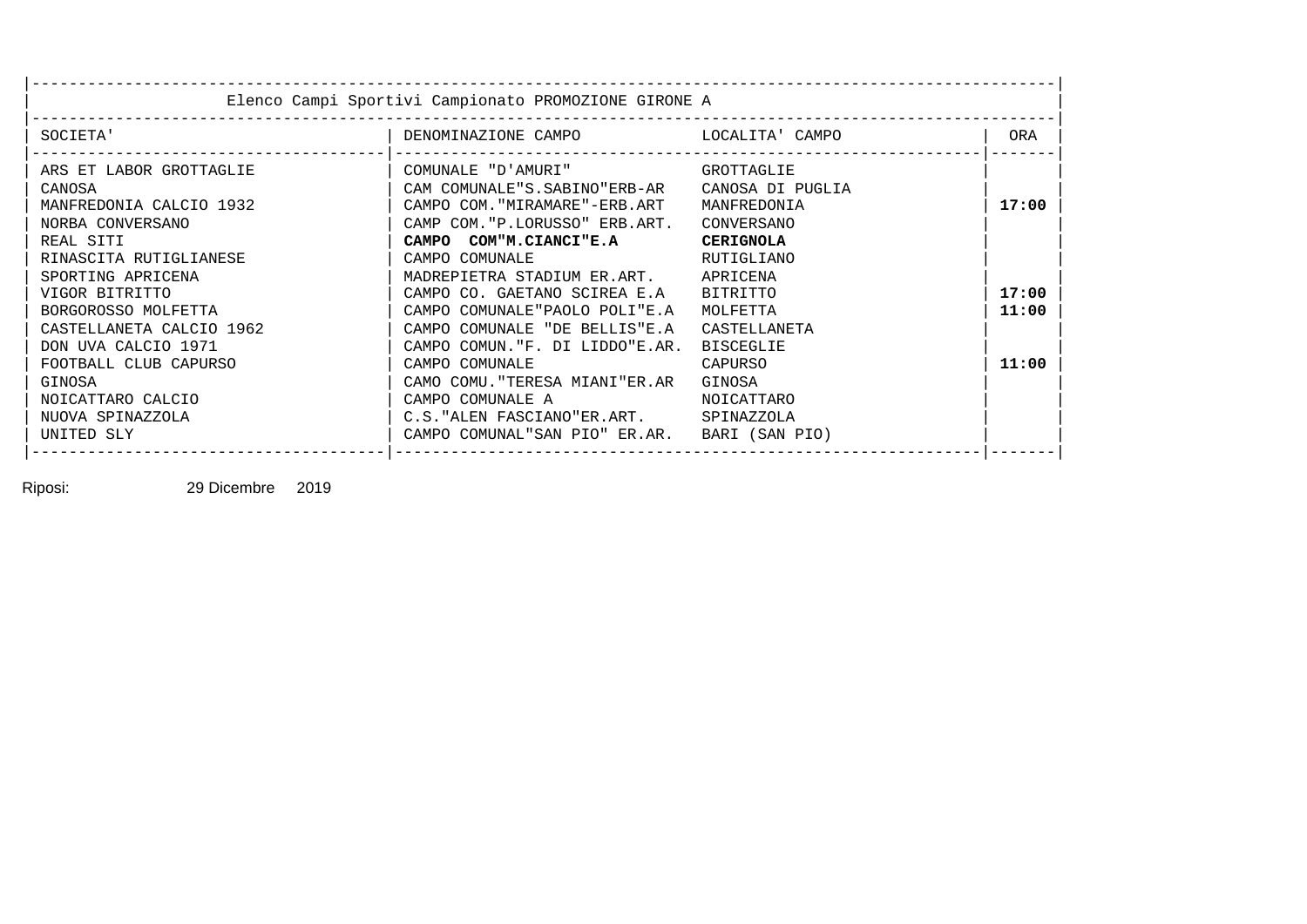| Elenco Campi Sportivi Campionato PROMOZIONE GIRONE A | | | |
|---|---|---|---|
| SOCIETA' | DENOMINAZIONE CAMPO | LOCALITA' CAMPO | ORA |
| ARS ET LABOR GROTTAGLIE | COMUNALE "D'AMURI" | GROTTAGLIE | |
| CANOSA | CAM COMUNALE"S.SABINO"ERB-AR | CANOSA DI PUGLIA | |
| MANFREDONIA CALCIO 1932 | CAMPO COM."MIRAMARE"-ERB.ART | MANFREDONIA | **17:00** |
| NORBA CONVERSANO | CAMP COM."P.LORUSSO" ERB.ART. | CONVERSANO | |
| REAL SITI | **CAMPO COM"M.CIANCI"E.A** | **CERIGNOLA** | |
| RINASCITA RUTIGLIANESE | CAMPO COMUNALE | RUTIGLIANO | |
| SPORTING APRICENA | MADREPIETRA STADIUM ER.ART. | APRICENA | |
| VIGOR BITRITTO | CAMPO CO. GAETANO SCIREA E.A | BITRITTO | **17:00** |
| BORGOROSSO MOLFETTA | CAMPO COMUNALE"PAOLO POLI"E.A | MOLFETTA | **11:00** |
| CASTELLANETA CALCIO 1962 | CAMPO COMUNALE "DE BELLIS"E.A | CASTELLANETA | |
| DON UVA CALCIO 1971 | CAMPO COMUN."F. DI LIDDO"E.AR. | BISCEGLIE | |
| FOOTBALL CLUB CAPURSO | CAMPO COMUNALE | CAPURSO | **11:00** |
| GINOSA | CAMO COMU."TERESA MIANI"ER.AR | GINOSA | |
| NOICATTARO CALCIO | CAMPO COMUNALE A | NOICATTARO | |
| NUOVA SPINAZZOLA | C.S."ALEN FASCIANO"ER.ART. | SPINAZZOLA | |
| UNITED SLY | CAMPO COMUNAL"SAN PIO" ER.AR. | BARI (SAN PIO) | |

Riposi: 29 Dicembre 2019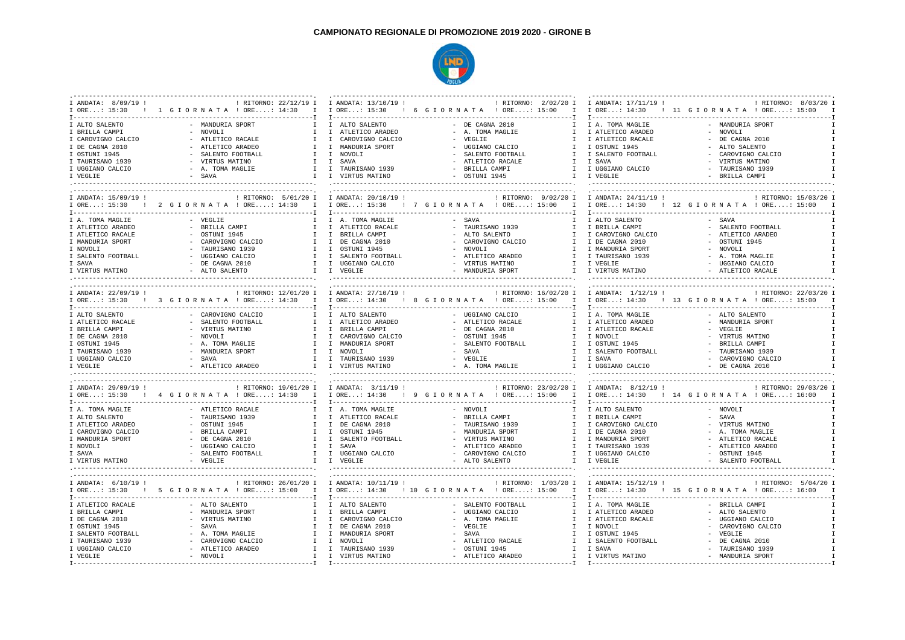# CAMPIONATO REGIONALE DI PROMOZIONE 2019 2020 - GIRONE B

## 1 GIORNATA
ANDATA: 8/09/19 - ORE...: 15:30 | RITORNO: 22/12/19 - ORE...: 14:30

| Casa | Ospite |
|---|---|
| ALTO SALENTO | MANDURIA SPORT |
| BRILLA CAMPI | NOVOLI |
| CAROVIGNO CALCIO | ATLETICO RACALE |
| DE CAGNA 2010 | ATLETICO ARADEO |
| OSTUNI 1945 | SALENTO FOOTBALL |
| TAURISANO 1939 | VIRTUS MATINO |
| UGGIANO CALCIO | A. TOMA MAGLIE |
| VEGLIE | SAVA |

## 2 GIORNATA
ANDATA: 15/09/19 - ORE...: 15:30 | RITORNO: 5/01/20 - ORE...: 14:30

| Casa | Ospite |
|---|---|
| A. TOMA MAGLIE | VEGLIE |
| ATLETICO ARADEO | BRILLA CAMPI |
| ATLETICO RACALE | OSTUNI 1945 |
| MANDURIA SPORT | CAROVIGNO CALCIO |
| NOVOLI | TAURISANO 1939 |
| SALENTO FOOTBALL | UGGIANO CALCIO |
| SAVA | DE CAGNA 2010 |
| VIRTUS MATINO | ALTO SALENTO |

## 3 GIORNATA
ANDATA: 22/09/19 - ORE...: 15:30 | RITORNO: 12/01/20 - ORE...: 14:30

| Casa | Ospite |
|---|---|
| ALTO SALENTO | CAROVIGNO CALCIO |
| ATLETICO RACALE | SALENTO FOOTBALL |
| BRILLA CAMPI | VIRTUS MATINO |
| DE CAGNA 2010 | NOVOLI |
| OSTUNI 1945 | A. TOMA MAGLIE |
| TAURISANO 1939 | MANDURIA SPORT |
| UGGIANO CALCIO | SAVA |
| VEGLIE | ATLETICO ARADEO |

## 4 GIORNATA
ANDATA: 29/09/19 - ORE...: 15:30 | RITORNO: 19/01/20 - ORE...: 14:30

| Casa | Ospite |
|---|---|
| A. TOMA MAGLIE | ATLETICO RACALE |
| ALTO SALENTO | TAURISANO 1939 |
| ATLETICO ARADEO | OSTUNI 1945 |
| CAROVIGNO CALCIO | BRILLA CAMPI |
| MANDURIA SPORT | DE CAGNA 2010 |
| NOVOLI | UGGIANO CALCIO |
| SAVA | SALENTO FOOTBALL |
| VIRTUS MATINO | VEGLIE |

## 5 GIORNATA
ANDATA: 6/10/19 - ORE...: 15:30 | RITORNO: 26/01/20 - ORE...: 15:00

| Casa | Ospite |
|---|---|
| ATLETICO RACALE | ALTO SALENTO |
| BRILLA CAMPI | MANDURIA SPORT |
| DE CAGNA 2010 | VIRTUS MATINO |
| OSTUNI 1945 | SAVA |
| SALENTO FOOTBALL | A. TOMA MAGLIE |
| TAURISANO 1939 | CAROVIGNO CALCIO |
| UGGIANO CALCIO | ATLETICO ARADEO |
| VEGLIE | NOVOLI |

## 6 GIORNATA
ANDATA: 13/10/19 - ORE...: 15:30 | RITORNO: 2/02/20 - ORE...: 15:00

| Casa | Ospite |
|---|---|
| ALTO SALENTO | DE CAGNA 2010 |
| ATLETICO ARADEO | A. TOMA MAGLIE |
| CAROVIGNO CALCIO | VEGLIE |
| MANDURIA SPORT | UGGIANO CALCIO |
| NOVOLI | SALENTO FOOTBALL |
| SAVA | ATLETICO RACALE |
| TAURISANO 1939 | BRILLA CAMPI |
| VIRTUS MATINO | OSTUNI 1945 |

## 7 GIORNATA
ANDATA: 20/10/19 - ORE...: 15:30 | RITORNO: 9/02/20 - ORE...: 15:00

| Casa | Ospite |
|---|---|
| A. TOMA MAGLIE | SAVA |
| ATLETICO RACALE | TAURISANO 1939 |
| BRILLA CAMPI | ALTO SALENTO |
| DE CAGNA 2010 | CAROVIGNO CALCIO |
| OSTUNI 1945 | NOVOLI |
| SALENTO FOOTBALL | ATLETICO ARADEO |
| UGGIANO CALCIO | VIRTUS MATINO |
| VEGLIE | MANDURIA SPORT |

## 8 GIORNATA
ANDATA: 27/10/19 - ORE...: 14:30 | RITORNO: 16/02/20 - ORE...: 15:00

| Casa | Ospite |
|---|---|
| ALTO SALENTO | UGGIANO CALCIO |
| ATLETICO ARADEO | ATLETICO RACALE |
| BRILLA CAMPI | DE CAGNA 2010 |
| CAROVIGNO CALCIO | OSTUNI 1945 |
| MANDURIA SPORT | SALENTO FOOTBALL |
| NOVOLI | SAVA |
| TAURISANO 1939 | VEGLIE |
| VIRTUS MATINO | A. TOMA MAGLIE |

## 9 GIORNATA
ANDATA: 3/11/19 - ORE...: 14:30 | RITORNO: 23/02/20 - ORE...: 15:00

| Casa | Ospite |
|---|---|
| A. TOMA MAGLIE | NOVOLI |
| ATLETICO RACALE | BRILLA CAMPI |
| DE CAGNA 2010 | TAURISANO 1939 |
| OSTUNI 1945 | MANDURIA SPORT |
| SALENTO FOOTBALL | VIRTUS MATINO |
| SAVA | ATLETICO ARADEO |
| UGGIANO CALCIO | CAROVIGNO CALCIO |
| VEGLIE | ALTO SALENTO |

## 10 GIORNATA
ANDATA: 10/11/19 - ORE...: 14:30 | RITORNO: 1/03/20 - ORE...: 15:00

| Casa | Ospite |
|---|---|
| ALTO SALENTO | SALENTO FOOTBALL |
| BRILLA CAMPI | UGGIANO CALCIO |
| CAROVIGNO CALCIO | A. TOMA MAGLIE |
| DE CAGNA 2010 | VEGLIE |
| MANDURIA SPORT | SAVA |
| NOVOLI | ATLETICO RACALE |
| TAURISANO 1939 | OSTUNI 1945 |
| VIRTUS MATINO | ATLETICO ARADEO |

## 11 GIORNATA
ANDATA: 17/11/19 - ORE...: 14:30 | RITORNO: 8/03/20 - ORE...: 15:00

| Casa | Ospite |
|---|---|
| A. TOMA MAGLIE | MANDURIA SPORT |
| ATLETICO ARADEO | NOVOLI |
| ATLETICO RACALE | DE CAGNA 2010 |
| OSTUNI 1945 | ALTO SALENTO |
| SALENTO FOOTBALL | CAROVIGNO CALCIO |
| SAVA | VIRTUS MATINO |
| UGGIANO CALCIO | TAURISANO 1939 |
| VEGLIE | BRILLA CAMPI |

## 12 GIORNATA
ANDATA: 24/11/19 - ORE...: 14:30 | RITORNO: 15/03/20 - ORE...: 15:00

| Casa | Ospite |
|---|---|
| ALTO SALENTO | SAVA |
| BRILLA CAMPI | SALENTO FOOTBALL |
| CAROVIGNO CALCIO | ATLETICO ARADEO |
| DE CAGNA 2010 | OSTUNI 1945 |
| MANDURIA SPORT | NOVOLI |
| TAURISANO 1939 | A. TOMA MAGLIE |
| VEGLIE | UGGIANO CALCIO |
| VIRTUS MATINO | ATLETICO RACALE |

## 13 GIORNATA
ANDATA: 1/12/19 - ORE...: 14:30 | RITORNO: 22/03/20 - ORE...: 15:00

| Casa | Ospite |
|---|---|
| A. TOMA MAGLIE | ALTO SALENTO |
| ATLETICO ARADEO | MANDURIA SPORT |
| ATLETICO RACALE | VEGLIE |
| NOVOLI | VIRTUS MATINO |
| OSTUNI 1945 | BRILLA CAMPI |
| SALENTO FOOTBALL | TAURISANO 1939 |
| SAVA | CAROVIGNO CALCIO |
| UGGIANO CALCIO | DE CAGNA 2010 |

## 14 GIORNATA
ANDATA: 8/12/19 - ORE...: 14:30 | RITORNO: 29/03/20 - ORE...: 16:00

| Casa | Ospite |
|---|---|
| ALTO SALENTO | NOVOLI |
| BRILLA CAMPI | SAVA |
| CAROVIGNO CALCIO | VIRTUS MATINO |
| DE CAGNA 2010 | A. TOMA MAGLIE |
| MANDURIA SPORT | ATLETICO RACALE |
| TAURISANO 1939 | ATLETICO ARADEO |
| UGGIANO CALCIO | OSTUNI 1945 |
| VEGLIE | SALENTO FOOTBALL |

## 15 GIORNATA
ANDATA: 15/12/19 - ORE...: 14:30 | RITORNO: 5/04/20 - ORE...: 16:00

| Casa | Ospite |
|---|---|
| A. TOMA MAGLIE | BRILLA CAMPI |
| ATLETICO ARADEO | ALTO SALENTO |
| ATLETICO RACALE | UGGIANO CALCIO |
| NOVOLI | CAROVIGNO CALCIO |
| OSTUNI 1945 | VEGLIE |
| SALENTO FOOTBALL | DE CAGNA 2010 |
| SAVA | TAURISANO 1939 |
| VIRTUS MATINO | MANDURIA SPORT |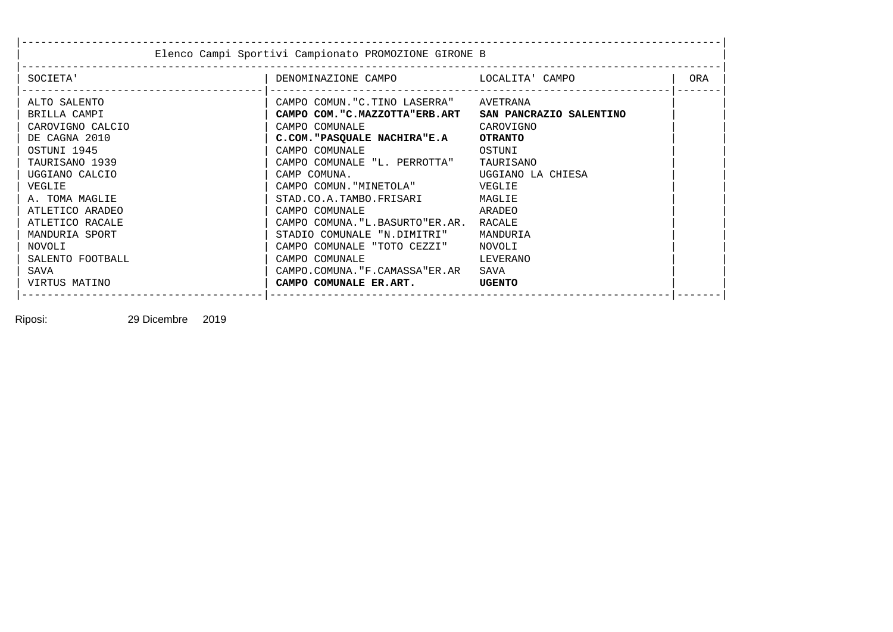## Elenco Campi Sportivi Campionato PROMOZIONE GIRONE B

| SOCIETA' | DENOMINAZIONE CAMPO | LOCALITA' CAMPO | ORA |
|---|---|---|---|
| ALTO SALENTO | CAMPO COMUN."C.TINO LASERRA" | AVETRANA | |
| BRILLA CAMPI | **CAMPO COM."C.MAZZOTTA"ERB.ART** | **SAN PANCRAZIO SALENTINO** | |
| CAROVIGNO CALCIO | CAMPO COMUNALE | CAROVIGNO | |
| DE CAGNA 2010 | **C.COM."PASQUALE NACHIRA"E.A** | **OTRANTO** | |
| OSTUNI 1945 | CAMPO COMUNALE | OSTUNI | |
| TAURISANO 1939 | CAMPO COMUNALE "L. PERROTTA" | TAURISANO | |
| UGGIANO CALCIO | CAMP COMUNA. | UGGIANO LA CHIESA | |
| VEGLIE | CAMPO COMUN."MINETOLA" | VEGLIE | |
| A. TOMA MAGLIE | STAD.CO.A.TAMBO.FRISARI | MAGLIE | |
| ATLETICO ARADEO | CAMPO COMUNALE | ARADEO | |
| ATLETICO RACALE | CAMPO COMUNA."L.BASURTO"ER.AR. | RACALE | |
| MANDURIA SPORT | STADIO COMUNALE "N.DIMITRI" | MANDURIA | |
| NOVOLI | CAMPO COMUNALE "TOTO CEZZI" | NOVOLI | |
| SALENTO FOOTBALL | CAMPO COMUNALE | LEVERANO | |
| SAVA | CAMPO.COMUNA."F.CAMASSA"ER.AR | SAVA | |
| VIRTUS MATINO | **CAMPO COMUNALE ER.ART.** | **UGENTO** | |

Riposi: 29 Dicembre 2019